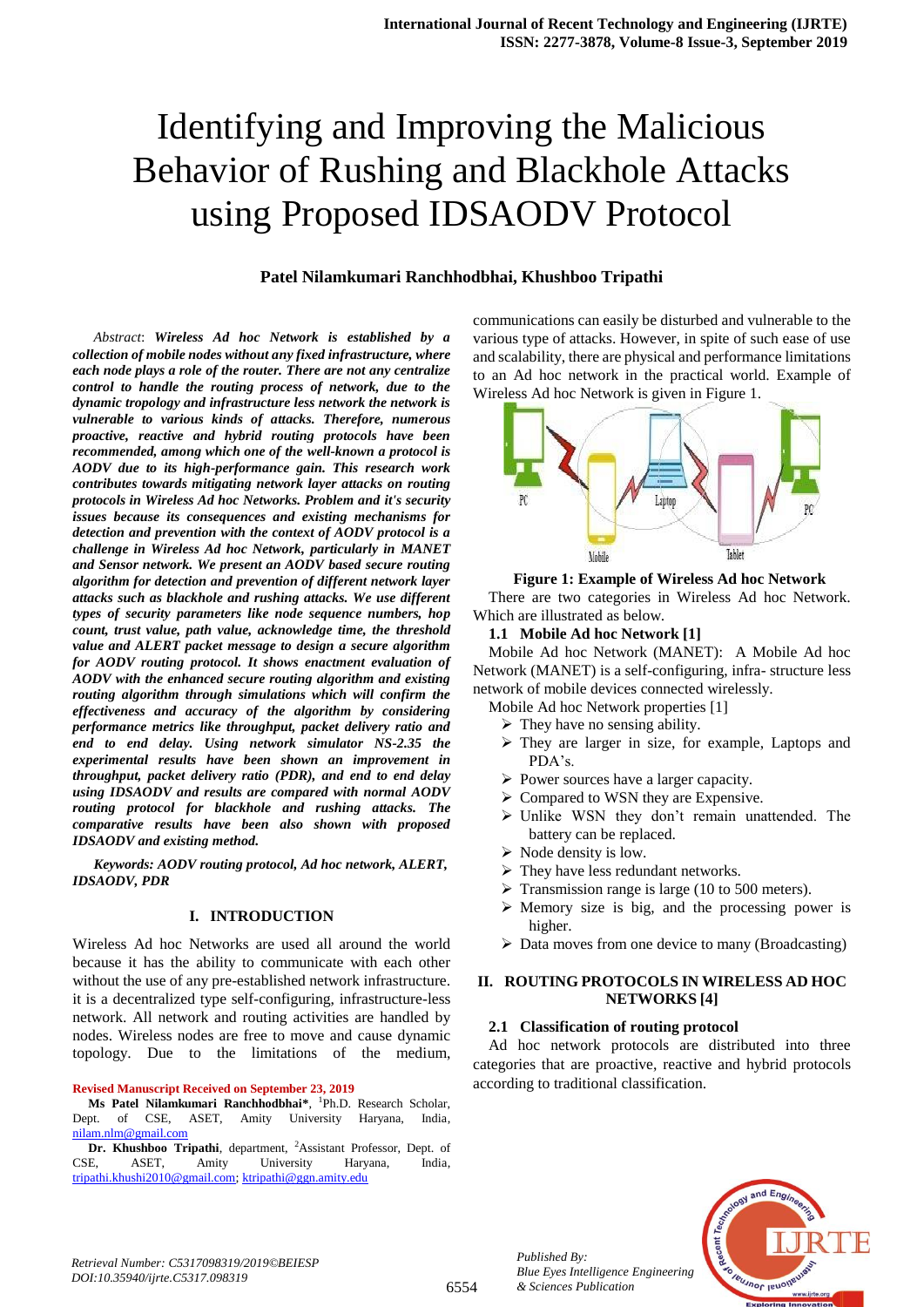# Identifying and Improving the Malicious Behavior of Rushing and Blackhole Attacks using Proposed IDSAODV Protocol

**Patel Nilamkumari Ranchhodbhai, Khushboo Tripathi**

*Abstract*: ***Wireless Ad hoc Network is established by a collection of mobile nodes without any fixed infrastructure, where each node plays a role of the router. There are not any centralize control to handle the routing process of network, due to the dynamic tropology and infrastructure less network the network is vulnerable to various kinds of attacks. Therefore, numerous proactive, reactive and hybrid routing protocols have been recommended, among which one of the well-known a protocol is AODV due to its high-performance gain. This research work contributes towards mitigating network layer attacks on routing protocols in Wireless Ad hoc Networks. Problem and it's security issues because its consequences and existing mechanisms for detection and prevention with the context of AODV protocol is a challenge in Wireless Ad hoc Network, particularly in MANET and Sensor network. We present an AODV based secure routing algorithm for detection and prevention of different network layer attacks such as blackhole and rushing attacks. We use different types of security parameters like node sequence numbers, hop count, trust value, path value, acknowledge time, the threshold value and ALERT packet message to design a secure algorithm for AODV routing protocol. It shows enactment evaluation of AODV with the enhanced secure routing algorithm and existing routing algorithm through simulations which will confirm the effectiveness and accuracy of the algorithm by considering performance metrics like throughput, packet delivery ratio and end to end delay. Using network simulator NS-2.35 the experimental results have been shown an improvement in throughput, packet delivery ratio (PDR), and end to end delay using IDSAODV and results are compared with normal AODV routing protocol for blackhole and rushing attacks. The comparative results have been also shown with proposed IDSAODV and existing method.***

***Keywords: AODV routing protocol, Ad hoc network, ALERT, IDSAODV, PDR***

## I. INTRODUCTION

Wireless Ad hoc Networks are used all around the world because it has the ability to communicate with each other without the use of any pre-established network infrastructure. it is a decentralized type self-configuring, infrastructure-less network. All network and routing activities are handled by nodes. Wireless nodes are free to move and cause dynamic topology. Due to the limitations of the medium, communications can easily be disturbed and vulnerable to the various type of attacks. However, in spite of such ease of use and scalability, there are physical and performance limitations to an Ad hoc network in the practical world. Example of Wireless Ad hoc Network is given in Figure 1.

**Figure 1: Example of Wireless Ad hoc Network**

There are two categories in Wireless Ad hoc Network. Which are illustrated as below.

### 1.1 Mobile Ad hoc Network [1]

Mobile Ad hoc Network (MANET): A Mobile Ad hoc Network (MANET) is a self-configuring, infra- structure less network of mobile devices connected wirelessly.

Mobile Ad hoc Network properties [1]

- They have no sensing ability.
- They are larger in size, for example, Laptops and PDA's.
- Power sources have a larger capacity.
- Compared to WSN they are Expensive.
- Unlike WSN they don't remain unattended. The battery can be replaced.
- Node density is low.
- They have less redundant networks.
- Transmission range is large (10 to 500 meters).
- Memory size is big, and the processing power is higher.
- Data moves from one device to many (Broadcasting)

## II. ROUTING PROTOCOLS IN WIRELESS AD HOC NETWORKS [4]

### 2.1 Classification of routing protocol

Ad hoc network protocols are distributed into three categories that are proactive, reactive and hybrid protocols according to traditional classification.

**Revised Manuscript Received on September 23, 2019**

**Ms Patel Nilamkumari Ranchhodbhai***, [1]Ph.D. Research Scholar, Dept. of CSE, ASET, Amity University Haryana, India, nilam.nlm@gmail.com

**Dr. Khushboo Tripathi**, department, [2]Assistant Professor, Dept. of CSE, ASET, Amity University Haryana, India, tripathi.khushi2010@gmail.com; ktripathi@ggn.amity.edu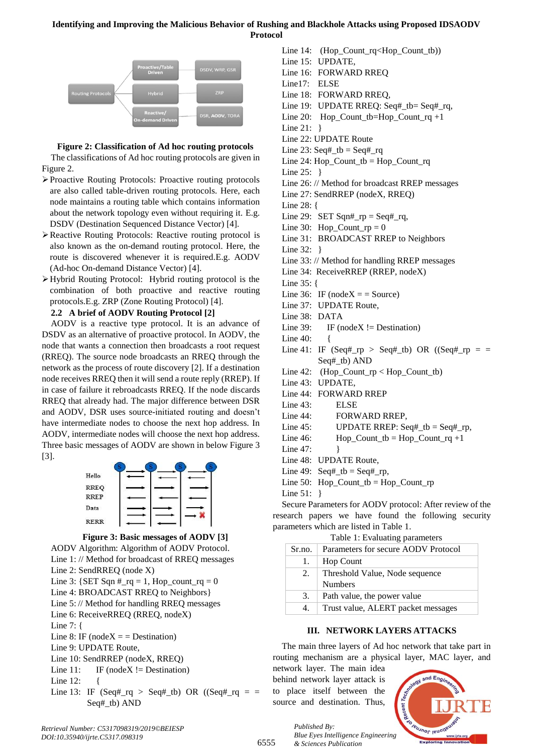**Figure 2: Classification of Ad hoc routing protocols**

The classifications of Ad hoc routing protocols are given in Figure 2.

- Proactive Routing Protocols: Proactive routing protocols are also called table-driven routing protocols. Here, each node maintains a routing table which contains information about the network topology even without requiring it. E.g. DSDV (Destination Sequenced Distance Vector) [4].
- Reactive Routing Protocols: Reactive routing protocol is also known as the on-demand routing protocol. Here, the route is discovered whenever it is required.E.g. AODV (Ad-hoc On-demand Distance Vector) [4].
- Hybrid Routing Protocol: Hybrid routing protocol is the combination of both proactive and reactive routing protocols.E.g. ZRP (Zone Routing Protocol) [4].

### 2.2 A brief of AODV Routing Protocol [2]

AODV is a reactive type protocol. It is an advance of DSDV as an alternative of proactive protocol. In AODV, the node that wants a connection then broadcasts a root request (RREQ). The source node broadcasts an RREQ through the network as the process of route discovery [2]. If a destination node receives RREQ then it will send a route reply (RREP). If in case of failure it rebroadcasts RREQ. If the node discards RREQ that already had. The major difference between DSR and AODV, DSR uses source-initiated routing and doesn't have intermediate nodes to choose the next hop address. In AODV, intermediate nodes will choose the next hop address. Three basic messages of AODV are shown in below Figure 3 [3].

**Figure 3: Basic messages of AODV [3]**

AODV Algorithm: Algorithm of AODV Protocol.

```
Line 1: // Method for broadcast of RREQ messages
Line 2: SendRREQ (node X)
Line 3: {SET Sqn #_rq = 1, Hop_count_rq = 0
Line 4: BROADCAST RREQ to Neighbors}
Line 5: // Method for handling RREQ messages
Line 6: ReceiveRREQ (RREQ, nodeX)
Line 7: {
Line 8: IF (nodeX = = Destination)
Line 9: UPDATE Route,
Line 10: SendRREP (nodeX, RREQ)
Line 11:     IF (nodeX != Destination)
Line 12:     {
Line 13: IF (Seq#_rq > Seq#_tb) OR ((Seq#_rq = = Seq#_tb) AND
Line 14: (Hop_Count_rq<Hop_Count_tb))
Line 15: UPDATE,
Line 16: FORWARD RREQ
Line17: ELSE
Line 18: FORWARD RREQ,
Line 19: UPDATE RREQ: Seq#_tb= Seq#_rq,
Line 20: Hop_Count_tb=Hop_Count_rq +1
Line 21: }
Line 22: UPDATE Route
Line 23: Seq#_tb = Seq#_rq
Line 24: Hop_Count_tb = Hop_Count_rq
Line 25: }
Line 26: // Method for broadcast RREP messages
Line 27: SendRREP (nodeX, RREQ)
Line 28: {
Line 29: SET Sqn#_rp = Seq#_rq,
Line 30: Hop_Count_rp = 0
Line 31: BROADCAST RREP to Neighbors
Line 32: }
Line 33: // Method for handling RREP messages
Line 34: ReceiveRREP (RREP, nodeX)
Line 35: {
Line 36: IF (nodeX = = Source)
Line 37: UPDATE Route,
Line 38: DATA
Line 39:     IF (nodeX != Destination)
Line 40:     {
Line 41: IF (Seq#_rp > Seq#_tb) OR ((Seq#_rp = = Seq#_tb) AND
Line 42: (Hop_Count_rp < Hop_Count_tb)
Line 43: UPDATE,
Line 44: FORWARD RREP
Line 43:     ELSE
Line 44:     FORWARD RREP,
Line 45:     UPDATE RREP: Seq#_tb = Seq#_rp,
Line 46:     Hop_Count_tb = Hop_Count_rq +1
Line 47:     }
Line 48: UPDATE Route,
Line 49: Seq#_tb = Seq#_rp,
Line 50: Hop_Count_tb = Hop_Count_rp
Line 51: }
```

Secure Parameters for AODV protocol: After review of the research papers we have found the following security parameters which are listed in Table 1.

Table 1: Evaluating parameters

| Sr.no. | Parameters for secure AODV Protocol |
|---|---|
| 1. | Hop Count |
| 2. | Threshold Value, Node sequence Numbers |
| 3. | Path value, the power value |
| 4. | Trust value, ALERT packet messages |

## III. NETWORK LAYERS ATTACKS

The main three layers of Ad hoc network that take part in routing mechanism are a physical layer, MAC layer, and network layer. The main idea behind network layer attack is to place itself between the source and destination. Thus,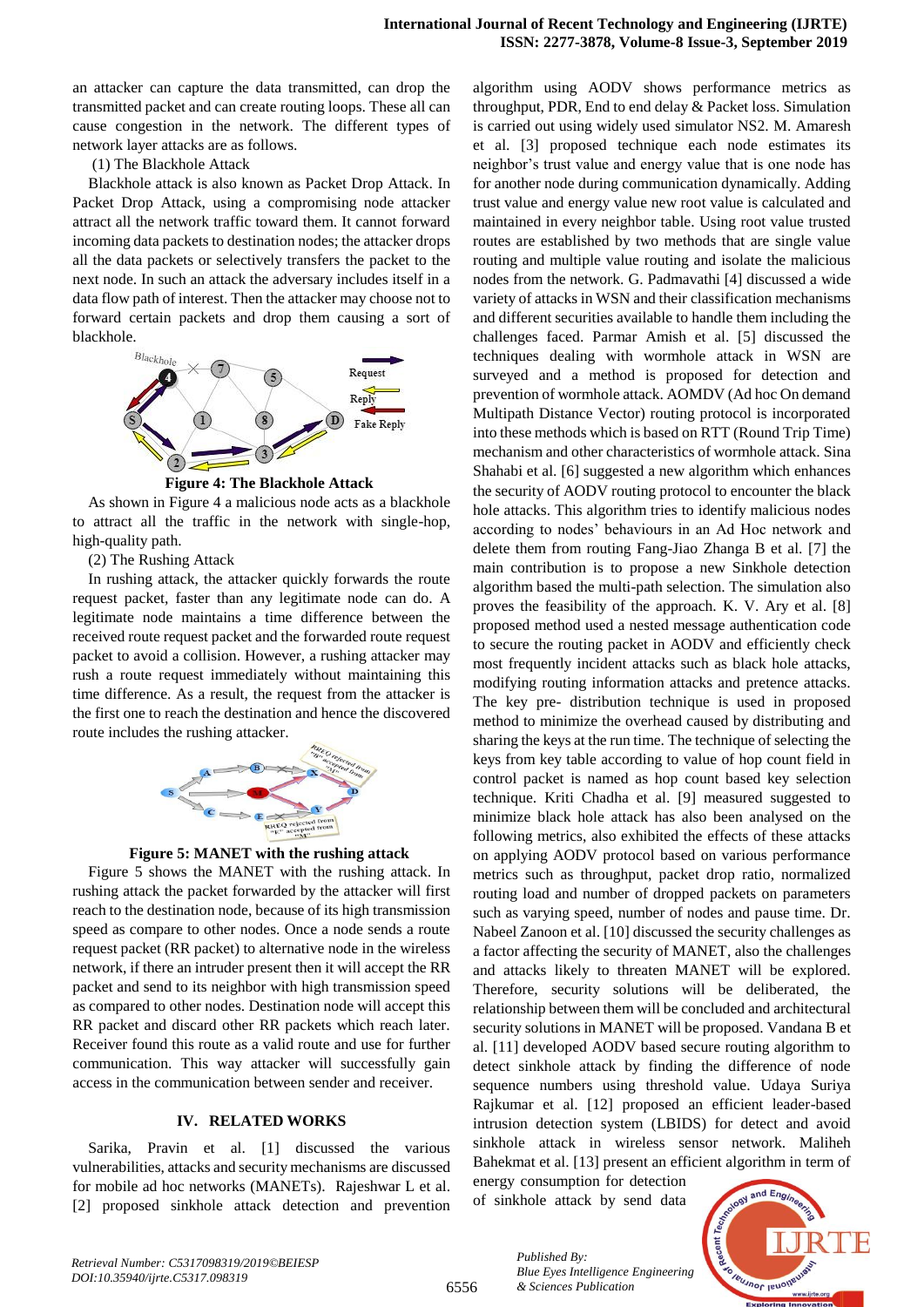an attacker can capture the data transmitted, can drop the transmitted packet and can create routing loops. These all can cause congestion in the network. The different types of network layer attacks are as follows.

(1) The Blackhole Attack

Blackhole attack is also known as Packet Drop Attack. In Packet Drop Attack, using a compromising node attacker attract all the network traffic toward them. It cannot forward incoming data packets to destination nodes; the attacker drops all the data packets or selectively transfers the packet to the next node. In such an attack the adversary includes itself in a data flow path of interest. Then the attacker may choose not to forward certain packets and drop them causing a sort of blackhole.

**Figure 4: The Blackhole Attack**

As shown in Figure 4 a malicious node acts as a blackhole to attract all the traffic in the network with single-hop, high-quality path.

(2) The Rushing Attack

In rushing attack, the attacker quickly forwards the route request packet, faster than any legitimate node can do. A legitimate node maintains a time difference between the received route request packet and the forwarded route request packet to avoid a collision. However, a rushing attacker may rush a route request immediately without maintaining this time difference. As a result, the request from the attacker is the first one to reach the destination and hence the discovered route includes the rushing attacker.

**Figure 5: MANET with the rushing attack**

Figure 5 shows the MANET with the rushing attack. In rushing attack the packet forwarded by the attacker will first reach to the destination node, because of its high transmission speed as compare to other nodes. Once a node sends a route request packet (RR packet) to alternative node in the wireless network, if there an intruder present then it will accept the RR packet and send to its neighbor with high transmission speed as compared to other nodes. Destination node will accept this RR packet and discard other RR packets which reach later. Receiver found this route as a valid route and use for further communication. This way attacker will successfully gain access in the communication between sender and receiver.

## IV. RELATED WORKS

Sarika, Pravin et al. [1] discussed the various vulnerabilities, attacks and security mechanisms are discussed for mobile ad hoc networks (MANETs). Rajeshwar L et al. [2] proposed sinkhole attack detection and prevention algorithm using AODV shows performance metrics as throughput, PDR, End to end delay & Packet loss. Simulation is carried out using widely used simulator NS2. M. Amaresh et al. [3] proposed technique each node estimates its neighbor's trust value and energy value that is one node has for another node during communication dynamically. Adding trust value and energy value new root value is calculated and maintained in every neighbor table. Using root value trusted routes are established by two methods that are single value routing and multiple value routing and isolate the malicious nodes from the network. G. Padmavathi [4] discussed a wide variety of attacks in WSN and their classification mechanisms and different securities available to handle them including the challenges faced. Parmar Amish et al. [5] discussed the techniques dealing with wormhole attack in WSN are surveyed and a method is proposed for detection and prevention of wormhole attack. AOMDV (Ad hoc On demand Multipath Distance Vector) routing protocol is incorporated into these methods which is based on RTT (Round Trip Time) mechanism and other characteristics of wormhole attack. Sina Shahabi et al. [6] suggested a new algorithm which enhances the security of AODV routing protocol to encounter the black hole attacks. This algorithm tries to identify malicious nodes according to nodes' behaviours in an Ad Hoc network and delete them from routing Fang-Jiao Zhanga B et al. [7] the main contribution is to propose a new Sinkhole detection algorithm based the multi-path selection. The simulation also proves the feasibility of the approach. K. V. Ary et al. [8] proposed method used a nested message authentication code to secure the routing packet in AODV and efficiently check most frequently incident attacks such as black hole attacks, modifying routing information attacks and pretence attacks. The key pre- distribution technique is used in proposed method to minimize the overhead caused by distributing and sharing the keys at the run time. The technique of selecting the keys from key table according to value of hop count field in control packet is named as hop count based key selection technique. Kriti Chadha et al. [9] measured suggested to minimize black hole attack has also been analysed on the following metrics, also exhibited the effects of these attacks on applying AODV protocol based on various performance metrics such as throughput, packet drop ratio, normalized routing load and number of dropped packets on parameters such as varying speed, number of nodes and pause time. Dr. Nabeel Zanoon et al. [10] discussed the security challenges as a factor affecting the security of MANET, also the challenges and attacks likely to threaten MANET will be explored. Therefore, security solutions will be deliberated, the relationship between them will be concluded and architectural security solutions in MANET will be proposed. Vandana B et al. [11] developed AODV based secure routing algorithm to detect sinkhole attack by finding the difference of node sequence numbers using threshold value. Udaya Suriya Rajkumar et al. [12] proposed an efficient leader-based intrusion detection system (LBIDS) for detect and avoid sinkhole attack in wireless sensor network. Maliheh Bahekmat et al. [13] present an efficient algorithm in term of energy consumption for detection of sinkhole attack by send data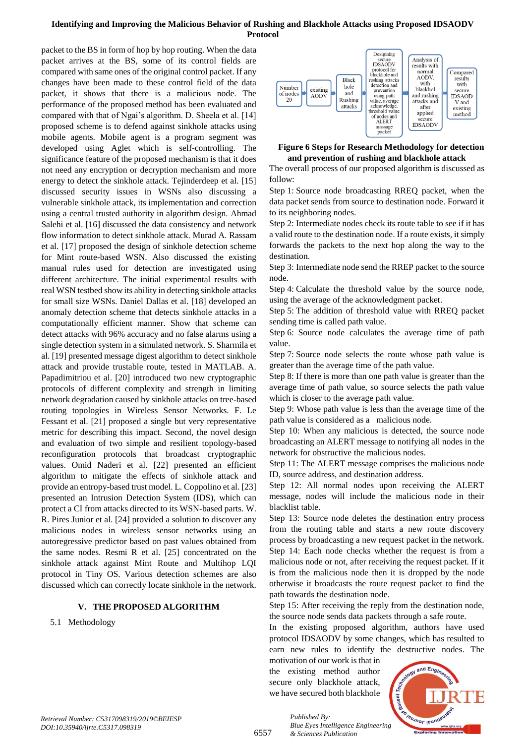packet to the BS in form of hop by hop routing. When the data packet arrives at the BS, some of its control fields are compared with same ones of the original control packet. If any changes have been made to these control field of the data packet, it shows that there is a malicious node. The performance of the proposed method has been evaluated and compared with that of Ngai's algorithm. D. Sheela et al. [14] proposed scheme is to defend against sinkhole attacks using mobile agents. Mobile agent is a program segment was developed using Aglet which is self-controlling. The significance feature of the proposed mechanism is that it does not need any encryption or decryption mechanism and more energy to detect the sinkhole attack. Tejinderdeep et al. [15] discussed security issues in WSNs also discussing a vulnerable sinkhole attack, its implementation and correction using a central trusted authority in algorithm design. Ahmad Salehi et al. [16] discussed the data consistency and network flow information to detect sinkhole attack. Murad A. Rassam et al. [17] proposed the design of sinkhole detection scheme for Mint route-based WSN. Also discussed the existing manual rules used for detection are investigated using different architecture. The initial experimental results with real WSN testbed show its ability in detecting sinkhole attacks for small size WSNs. Daniel Dallas et al. [18] developed an anomaly detection scheme that detects sinkhole attacks in a computationally efficient manner. Show that scheme can detect attacks with 96% accuracy and no false alarms using a single detection system in a simulated network. S. Sharmila et al. [19] presented message digest algorithm to detect sinkhole attack and provide trustable route, tested in MATLAB. A. Papadimitriou et al. [20] introduced two new cryptographic protocols of different complexity and strength in limiting network degradation caused by sinkhole attacks on tree-based routing topologies in Wireless Sensor Networks. F. Le Fessant et al. [21] proposed a single but very representative metric for describing this impact. Second, the novel design and evaluation of two simple and resilient topology-based reconfiguration protocols that broadcast cryptographic values. Omid Naderi et al. [22] presented an efficient algorithm to mitigate the effects of sinkhole attack and provide an entropy-based trust model. L. Coppolino et al. [23] presented an Intrusion Detection System (IDS), which can protect a CI from attacks directed to its WSN-based parts. W. R. Pires Junior et al. [24] provided a solution to discover any malicious nodes in wireless sensor networks using an autoregressive predictor based on past values obtained from the same nodes. Resmi R et al. [25] concentrated on the sinkhole attack against Mint Route and Multihop LQI protocol in Tiny OS. Various detection schemes are also discussed which can correctly locate sinkhole in the network.

## V. THE PROPOSED ALGORITHM

### 5.1 Methodology

Number of nodes 20 → existing AODV → Black hole and Rushing attacks → Designing secure IDSAODV protocol for blackhole and rushing attacks detection and prevention using path value, average acknowledge, threshold value of nodes and ALERT massage packet → Analysis of results with normal AODV, with blackhol and rushing attacks and after applied secure IDSAODV → Compared results with secure IDSAODV and existing method

**Figure 6 Steps for Research Methodology for detection and prevention of rushing and blackhole attack**

The overall process of our proposed algorithm is discussed as follow:

Step 1: Source node broadcasting RREQ packet, when the data packet sends from source to destination node. Forward it to its neighboring nodes.

Step 2: Intermediate nodes check its route table to see if it has a valid route to the destination node. If a route exists, it simply forwards the packets to the next hop along the way to the destination.

Step 3: Intermediate node send the RREP packet to the source node.

Step 4: Calculate the threshold value by the source node, using the average of the acknowledgment packet.

Step 5: The addition of threshold value with RREQ packet sending time is called path value.

Step 6: Source node calculates the average time of path value.

Step 7: Source node selects the route whose path value is greater than the average time of the path value.

Step 8: If there is more than one path value is greater than the average time of path value, so source selects the path value which is closer to the average path value.

Step 9: Whose path value is less than the average time of the path value is considered as a malicious node.

Step 10: When any malicious is detected, the source node broadcasting an ALERT message to notifying all nodes in the network for obstructive the malicious nodes.

Step 11: The ALERT message comprises the malicious node ID, source address, and destination address.

Step 12: All normal nodes upon receiving the ALERT message, nodes will include the malicious node in their blacklist table.

Step 13: Source node deletes the destination entry process from the routing table and starts a new route discovery process by broadcasting a new request packet in the network.

Step 14: Each node checks whether the request is from a malicious node or not, after receiving the request packet. If it is from the malicious node then it is dropped by the node otherwise it broadcasts the route request packet to find the path towards the destination node.

Step 15: After receiving the reply from the destination node, the source node sends data packets through a safe route.

In the existing proposed algorithm, authors have used protocol IDSAODV by some changes, which has resulted to earn new rules to identify the destructive nodes. The motivation of our work is that in the existing method author secure only blackhole attack, we have secured both blackhole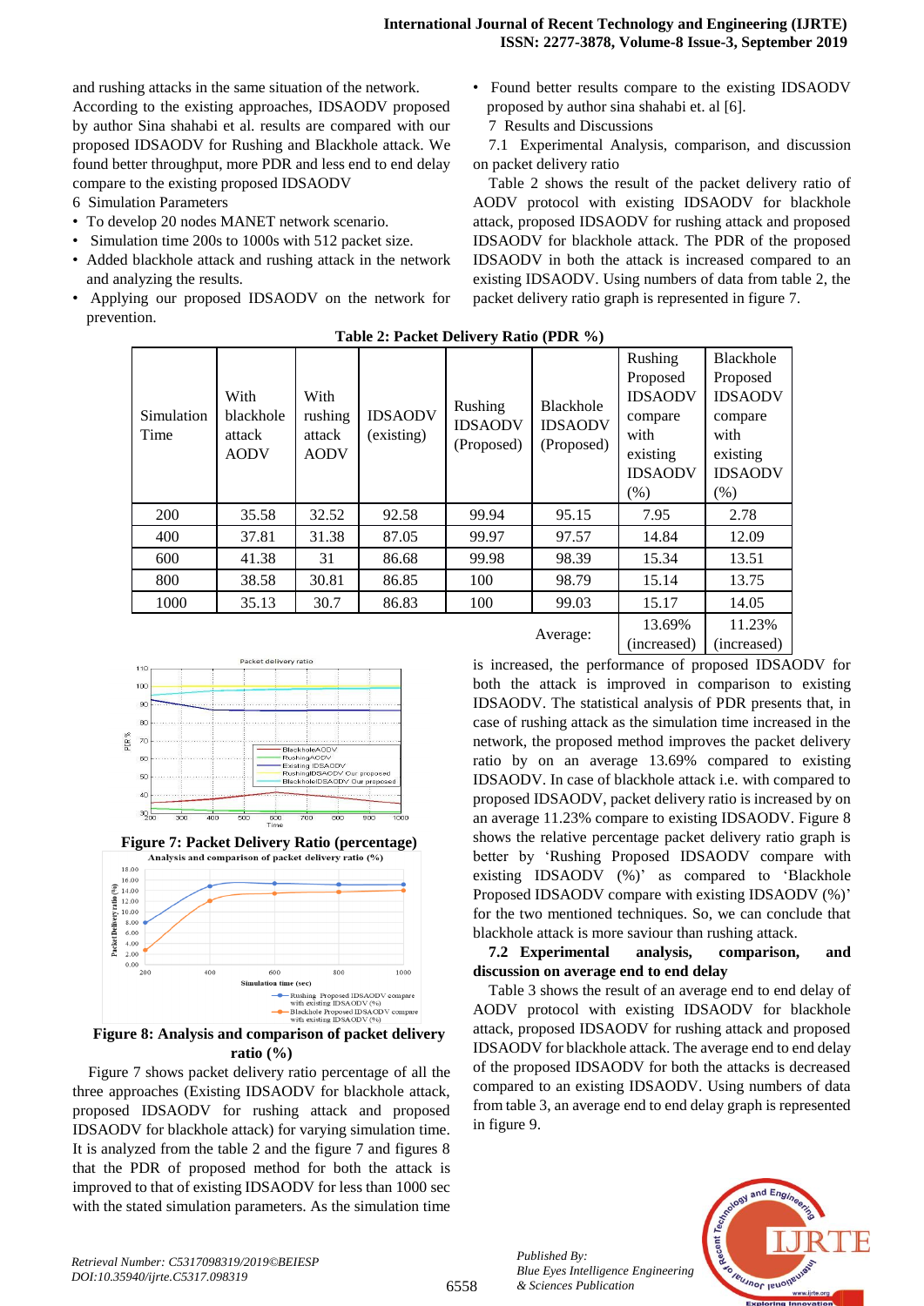and rushing attacks in the same situation of the network. According to the existing approaches, IDSAODV proposed by author Sina shahabi et al. results are compared with our proposed IDSAODV for Rushing and Blackhole attack. We found better throughput, more PDR and less end to end delay compare to the existing proposed IDSAODV

## 6 Simulation Parameters

- To develop 20 nodes MANET network scenario.
- Simulation time 200s to 1000s with 512 packet size.
- Added blackhole attack and rushing attack in the network and analyzing the results.
- Applying our proposed IDSAODV on the network for prevention.
- Found better results compare to the existing IDSAODV proposed by author sina shahabi et. al [6].

## 7 Results and Discussions

### 7.1 Experimental Analysis, comparison, and discussion on packet delivery ratio

Table 2 shows the result of the packet delivery ratio of AODV protocol with existing IDSAODV for blackhole attack, proposed IDSAODV for rushing attack and proposed IDSAODV for blackhole attack. The PDR of the proposed IDSAODV in both the attack is increased compared to an existing IDSAODV. Using numbers of data from table 2, the packet delivery ratio graph is represented in figure 7.

**Table 2: Packet Delivery Ratio (PDR %)**

| Simulation Time | With blackhole attack AODV | With rushing attack AODV | IDSAODV (existing) | Rushing IDSAODV (Proposed) | Blackhole IDSAODV (Proposed) | Rushing Proposed IDSAODV compare with existing IDSAODV (%) | Blackhole Proposed IDSAODV compare with existing IDSAODV (%) |
|---|---|---|---|---|---|---|---|
| 200 | 35.58 | 32.52 | 92.58 | 99.94 | 95.15 | 7.95 | 2.78 |
| 400 | 37.81 | 31.38 | 87.05 | 99.97 | 97.57 | 14.84 | 12.09 |
| 600 | 41.38 | 31 | 86.68 | 99.98 | 98.39 | 15.34 | 13.51 |
| 800 | 38.58 | 30.81 | 86.85 | 100 | 98.79 | 15.14 | 13.75 |
| 1000 | 35.13 | 30.7 | 86.83 | 100 | 99.03 | 15.17 | 14.05 |
| | | | | | Average: | 13.69% (increased) | 11.23% (increased) |

**Figure 7: Packet Delivery Ratio (percentage)**

**Figure 8: Analysis and comparison of packet delivery ratio (%)**

Figure 7 shows packet delivery ratio percentage of all the three approaches (Existing IDSAODV for blackhole attack, proposed IDSAODV for rushing attack and proposed IDSAODV for blackhole attack) for varying simulation time. It is analyzed from the table 2 and the figure 7 and figures 8 that the PDR of proposed method for both the attack is improved to that of existing IDSAODV for less than 1000 sec with the stated simulation parameters. As the simulation time is increased, the performance of proposed IDSAODV for both the attack is improved in comparison to existing IDSAODV. The statistical analysis of PDR presents that, in case of rushing attack as the simulation time increased in the network, the proposed method improves the packet delivery ratio by on an average 13.69% compared to existing IDSAODV. In case of blackhole attack i.e. with compared to proposed IDSAODV, packet delivery ratio is increased by on an average 11.23% compare to existing IDSAODV. Figure 8 shows the relative percentage packet delivery ratio graph is better by 'Rushing Proposed IDSAODV compare with existing IDSAODV (%)' as compared to 'Blackhole Proposed IDSAODV compare with existing IDSAODV (%)' for the two mentioned techniques. So, we can conclude that blackhole attack is more saviour than rushing attack.

### 7.2 Experimental analysis, comparison, and discussion on average end to end delay

Table 3 shows the result of an average end to end delay of AODV protocol with existing IDSAODV for blackhole attack, proposed IDSAODV for rushing attack and proposed IDSAODV for blackhole attack. The average end to end delay of the proposed IDSAODV for both the attacks is decreased compared to an existing IDSAODV. Using numbers of data from table 3, an average end to end delay graph is represented in figure 9.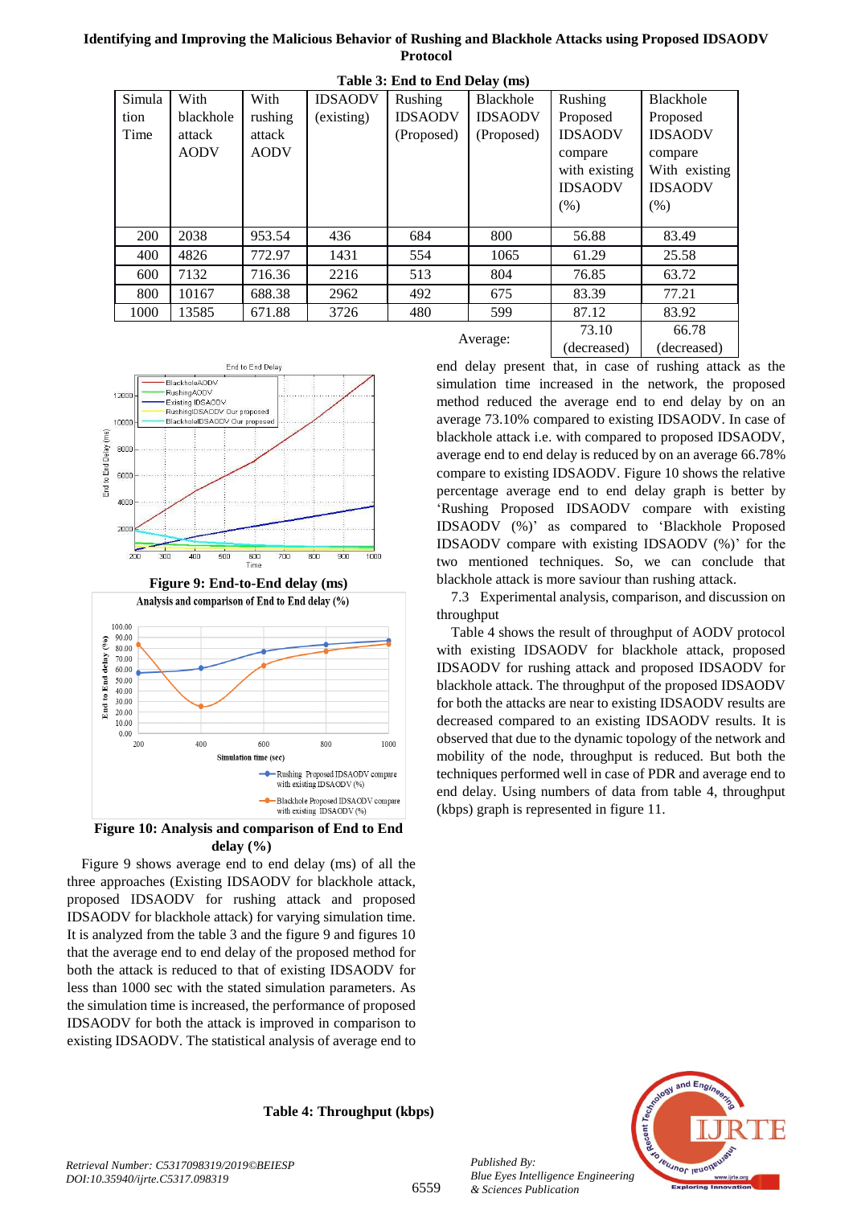**Table 3: End to End Delay (ms)**

| Simulation Time | With blackhole attack AODV | With rushing attack AODV | IDSAODV (existing) | Rushing IDSAODV (Proposed) | Blackhole IDSAODV (Proposed) | Rushing Proposed IDSAODV compare with existing IDSAODV (%) | Blackhole Proposed IDSAODV compare With existing IDSAODV (%) |
|---|---|---|---|---|---|---|---|
| 200 | 2038 | 953.54 | 436 | 684 | 800 | 56.88 | 83.49 |
| 400 | 4826 | 772.97 | 1431 | 554 | 1065 | 61.29 | 25.58 |
| 600 | 7132 | 716.36 | 2216 | 513 | 804 | 76.85 | 63.72 |
| 800 | 10167 | 688.38 | 2962 | 492 | 675 | 83.39 | 77.21 |
| 1000 | 13585 | 671.88 | 3726 | 480 | 599 | 87.12 | 83.92 |
| | | | | | Average: | 73.10 (decreased) | 66.78 (decreased) |

**Figure 9: End-to-End delay (ms)**

**Figure 10: Analysis and comparison of End to End delay (%)**

Figure 9 shows average end to end delay (ms) of all the three approaches (Existing IDSAODV for blackhole attack, proposed IDSAODV for rushing attack and proposed IDSAODV for blackhole attack) for varying simulation time. It is analyzed from the table 3 and the figure 9 and figures 10 that the average end to end delay of the proposed method for both the attack is reduced to that of existing IDSAODV for less than 1000 sec with the stated simulation parameters. As the simulation time is increased, the performance of proposed IDSAODV for both the attack is improved in comparison to existing IDSAODV. The statistical analysis of average end to end delay present that, in case of rushing attack as the simulation time increased in the network, the proposed method reduced the average end to end delay by on an average 73.10% compared to existing IDSAODV. In case of blackhole attack i.e. with compared to proposed IDSAODV, average end to end delay is reduced by on an average 66.78% compare to existing IDSAODV. Figure 10 shows the relative percentage average end to end delay graph is better by 'Rushing Proposed IDSAODV compare with existing IDSAODV (%)' as compared to 'Blackhole Proposed IDSAODV compare with existing IDSAODV (%)' for the two mentioned techniques. So, we can conclude that blackhole attack is more saviour than rushing attack.

7.3 Experimental analysis, comparison, and discussion on throughput

Table 4 shows the result of throughput of AODV protocol with existing IDSAODV for blackhole attack, proposed IDSAODV for rushing attack and proposed IDSAODV for blackhole attack. The throughput of the proposed IDSAODV for both the attacks are near to existing IDSAODV results are decreased compared to an existing IDSAODV results. It is observed that due to the dynamic topology of the network and mobility of the node, throughput is reduced. But both the techniques performed well in case of PDR and average end to end delay. Using numbers of data from table 4, throughput (kbps) graph is represented in figure 11.

**Table 4: Throughput (kbps)**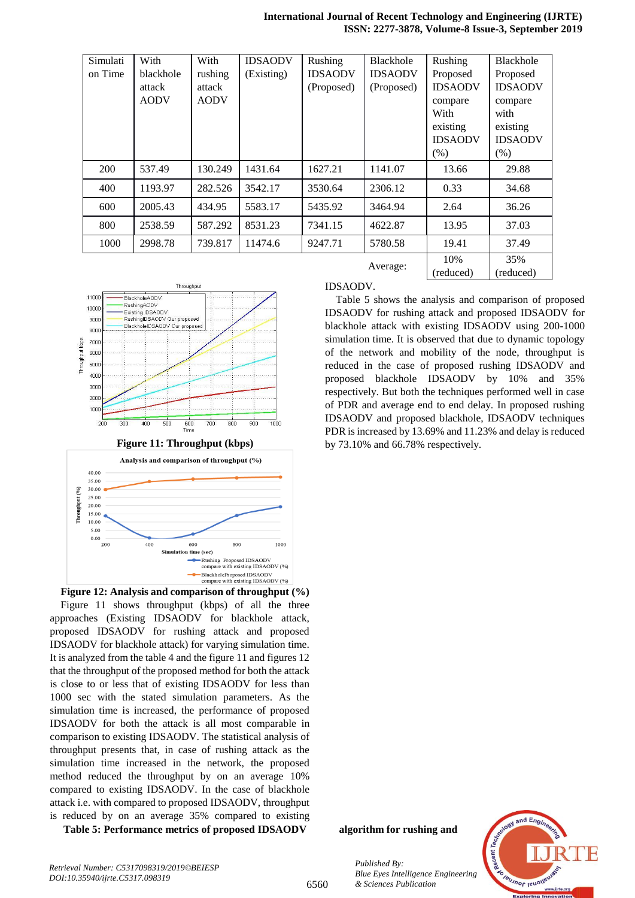| Simulation Time | With blackhole attack AODV | With rushing attack AODV | IDSAODV (Existing) | Rushing IDSAODV (Proposed) | Blackhole IDSAODV (Proposed) | Rushing Proposed IDSAODV compare With existing IDSAODV (%) | Blackhole Proposed IDSAODV compare with existing IDSAODV (%) |
|---|---|---|---|---|---|---|---|
| 200 | 537.49 | 130.249 | 1431.64 | 1627.21 | 1141.07 | 13.66 | 29.88 |
| 400 | 1193.97 | 282.526 | 3542.17 | 3530.64 | 2306.12 | 0.33 | 34.68 |
| 600 | 2005.43 | 434.95 | 5583.17 | 5435.92 | 3464.94 | 2.64 | 36.26 |
| 800 | 2538.59 | 587.292 | 8531.23 | 7341.15 | 4622.87 | 13.95 | 37.03 |
| 1000 | 2998.78 | 739.817 | 11474.6 | 9247.71 | 5780.58 | 19.41 | 37.49 |
| | | | | | Average: | 10% (reduced) | 35% (reduced) |

**Figure 11: Throughput (kbps)**

**Figure 12: Analysis and comparison of throughput (%)**

Figure 11 shows throughput (kbps) of all the three approaches (Existing IDSAODV for blackhole attack, proposed IDSAODV for rushing attack and proposed IDSAODV for blackhole attack) for varying simulation time. It is analyzed from the table 4 and the figure 11 and figures 12 that the throughput of the proposed method for both the attack is close to or less that of existing IDSAODV for less than 1000 sec with the stated simulation parameters. As the simulation time is increased, the performance of proposed IDSAODV for both the attack is all most comparable in comparison to existing IDSAODV. The statistical analysis of throughput presents that, in case of rushing attack as the simulation time increased in the network, the proposed method reduced the throughput by on an average 10% compared to existing IDSAODV. In the case of blackhole attack i.e. with compared to proposed IDSAODV, throughput is reduced by on an average 35% compared to existing IDSAODV.

**Table 5: Performance metrics of proposed IDSAODV algorithm for rushing and**

Table 5 shows the analysis and comparison of proposed IDSAODV for rushing attack and proposed IDSAODV for blackhole attack with existing IDSAODV using 200-1000 simulation time. It is observed that due to dynamic topology of the network and mobility of the node, throughput is reduced in the case of proposed rushing IDSAODV and proposed blackhole IDSAODV by 10% and 35% respectively. But both the techniques performed well in case of PDR and average end to end delay. In proposed rushing IDSAODV and proposed blackhole, IDSAODV techniques PDR is increased by 13.69% and 11.23% and delay is reduced by 73.10% and 66.78% respectively.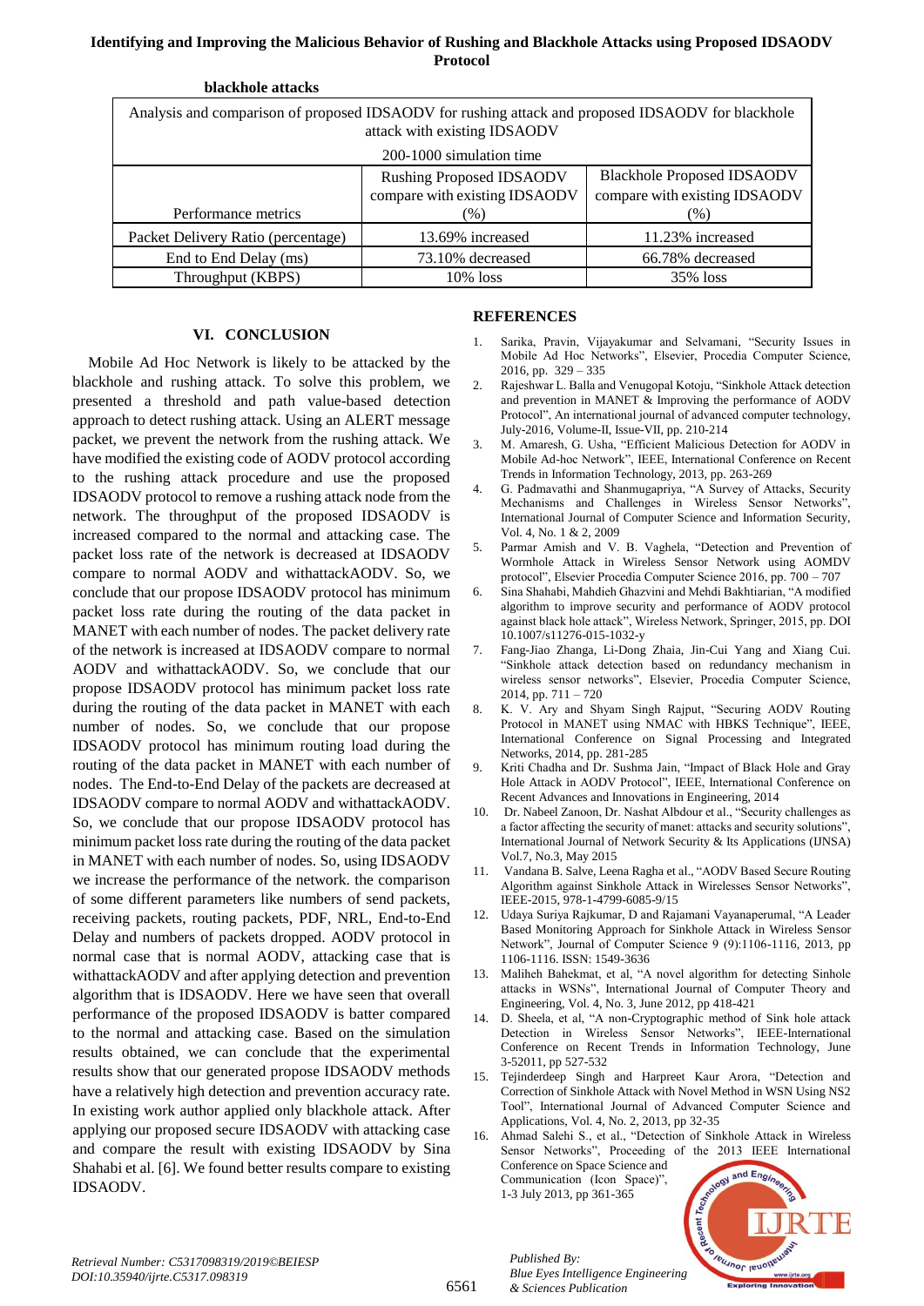**blackhole attacks**

| Analysis and comparison of proposed IDSAODV for rushing attack and proposed IDSAODV for blackhole attack with existing IDSAODV | | |
|---|---|---|
| 200-1000 simulation time | | |
| Performance metrics | Rushing Proposed IDSAODV compare with existing IDSAODV (%) | Blackhole Proposed IDSAODV compare with existing IDSAODV (%) |
| Packet Delivery Ratio (percentage) | 13.69% increased | 11.23% increased |
| End to End Delay (ms) | 73.10% decreased | 66.78% decreased |
| Throughput (KBPS) | 10% loss | 35% loss |

## VI. CONCLUSION

Mobile Ad Hoc Network is likely to be attacked by the blackhole and rushing attack. To solve this problem, we presented a threshold and path value-based detection approach to detect rushing attack. Using an ALERT message packet, we prevent the network from the rushing attack. We have modified the existing code of AODV protocol according to the rushing attack procedure and use the proposed IDSAODV protocol to remove a rushing attack node from the network. The throughput of the proposed IDSAODV is increased compared to the normal and attacking case. The packet loss rate of the network is decreased at IDSAODV compare to normal AODV and withattackAODV. So, we conclude that our propose IDSAODV protocol has minimum packet loss rate during the routing of the data packet in MANET with each number of nodes. The packet delivery rate of the network is increased at IDSAODV compare to normal AODV and withattackAODV. So, we conclude that our propose IDSAODV protocol has minimum packet loss rate during the routing of the data packet in MANET with each number of nodes. So, we conclude that our propose IDSAODV protocol has minimum routing load during the routing of the data packet in MANET with each number of nodes. The End-to-End Delay of the packets are decreased at IDSAODV compare to normal AODV and withattackAODV. So, we conclude that our propose IDSAODV protocol has minimum packet loss rate during the routing of the data packet in MANET with each number of nodes. So, using IDSAODV we increase the performance of the network. the comparison of some different parameters like numbers of send packets, receiving packets, routing packets, PDF, NRL, End-to-End Delay and numbers of packets dropped. AODV protocol in normal case that is normal AODV, attacking case that is withattackAODV and after applying detection and prevention algorithm that is IDSAODV. Here we have seen that overall performance of the proposed IDSAODV is batter compared to the normal and attacking case. Based on the simulation results obtained, we can conclude that the experimental results show that our generated propose IDSAODV methods have a relatively high detection and prevention accuracy rate. In existing work author applied only blackhole attack. After applying our proposed secure IDSAODV with attacking case and compare the result with existing IDSAODV by Sina Shahabi et al. [6]. We found better results compare to existing IDSAODV.

## REFERENCES

1. Sarika, Pravin, Vijayakumar and Selvamani, "Security Issues in Mobile Ad Hoc Networks", Elsevier, Procedia Computer Science, 2016, pp. 329 – 335
2. Rajeshwar L. Balla and Venugopal Kotoju, "Sinkhole Attack detection and prevention in MANET & Improving the performance of AODV Protocol", An international journal of advanced computer technology, July-2016, Volume-II, Issue-VII, pp. 210-214
3. M. Amaresh, G. Usha, "Efficient Malicious Detection for AODV in Mobile Ad-hoc Network", IEEE, International Conference on Recent Trends in Information Technology, 2013, pp. 263-269
4. G. Padmavathi and Shanmugapriya, "A Survey of Attacks, Security Mechanisms and Challenges in Wireless Sensor Networks", International Journal of Computer Science and Information Security, Vol. 4, No. 1 & 2, 2009
5. Parmar Amish and V. B. Vaghela, "Detection and Prevention of Wormhole Attack in Wireless Sensor Network using AOMDV protocol", Elsevier Procedia Computer Science 2016, pp. 700 – 707
6. Sina Shahabi, Mahdieh Ghazvini and Mehdi Bakhtiarian, "A modified algorithm to improve security and performance of AODV protocol against black hole attack", Wireless Network, Springer, 2015, pp. DOI 10.1007/s11276-015-1032-y
7. Fang-Jiao Zhanga, Li-Dong Zhaia, Jin-Cui Yang and Xiang Cui. "Sinkhole attack detection based on redundancy mechanism in wireless sensor networks", Elsevier, Procedia Computer Science, 2014, pp. 711 – 720
8. K. V. Ary and Shyam Singh Rajput, "Securing AODV Routing Protocol in MANET using NMAC with HBKS Technique", IEEE, International Conference on Signal Processing and Integrated Networks, 2014, pp. 281-285
9. Kriti Chadha and Dr. Sushma Jain, "Impact of Black Hole and Gray Hole Attack in AODV Protocol", IEEE, International Conference on Recent Advances and Innovations in Engineering, 2014
10. Dr. Nabeel Zanoon, Dr. Nashat Albdour et al., "Security challenges as a factor affecting the security of manet: attacks and security solutions", International Journal of Network Security & Its Applications (IJNSA) Vol.7, No.3, May 2015
11. Vandana B. Salve, Leena Ragha et al., "AODV Based Secure Routing Algorithm against Sinkhole Attack in Wirelesses Sensor Networks", IEEE-2015, 978-1-4799-6085-9/15
12. Udaya Suriya Rajkumar, D and Rajamani Vayanaperumal, "A Leader Based Monitoring Approach for Sinkhole Attack in Wireless Sensor Network", Journal of Computer Science 9 (9):1106-1116, 2013, pp 1106-1116. ISSN: 1549-3636
13. Maliheh Bahekmat, et al, "A novel algorithm for detecting Sinhole attacks in WSNs", International Journal of Computer Theory and Engineering, Vol. 4, No. 3, June 2012, pp 418-421
14. D. Sheela, et al, "A non-Cryptographic method of Sink hole attack Detection in Wireless Sensor Networks", IEEE-International Conference on Recent Trends in Information Technology, June 3-52011, pp 527-532
15. Tejinderdeep Singh and Harpreet Kaur Arora, "Detection and Correction of Sinkhole Attack with Novel Method in WSN Using NS2 Tool", International Journal of Advanced Computer Science and Applications, Vol. 4, No. 2, 2013, pp 32-35
16. Ahmad Salehi S., et al., "Detection of Sinkhole Attack in Wireless Sensor Networks", Proceeding of the 2013 IEEE International Conference on Space Science and Communication (Icon Space)", 1-3 July 2013, pp 361-365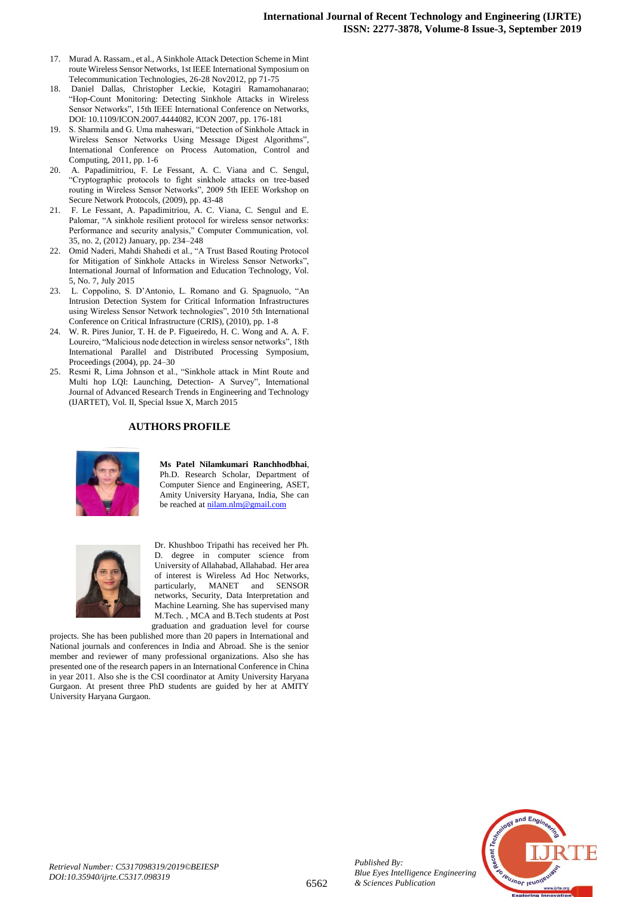17. Murad A. Rassam., et al., A Sinkhole Attack Detection Scheme in Mint route Wireless Sensor Networks, 1st IEEE International Symposium on Telecommunication Technologies, 26-28 Nov2012, pp 71-75
18. Daniel Dallas, Christopher Leckie, Kotagiri Ramamohanarao; "Hop-Count Monitoring: Detecting Sinkhole Attacks in Wireless Sensor Networks", 15th IEEE International Conference on Networks, DOI: 10.1109/ICON.2007.4444082, ICON 2007, pp. 176-181
19. S. Sharmila and G. Uma maheswari, "Detection of Sinkhole Attack in Wireless Sensor Networks Using Message Digest Algorithms", International Conference on Process Automation, Control and Computing, 2011, pp. 1-6
20. A. Papadimitriou, F. Le Fessant, A. C. Viana and C. Sengul, "Cryptographic protocols to fight sinkhole attacks on tree-based routing in Wireless Sensor Networks", 2009 5th IEEE Workshop on Secure Network Protocols, (2009), pp. 43-48
21. F. Le Fessant, A. Papadimitriou, A. C. Viana, C. Sengul and E. Palomar, "A sinkhole resilient protocol for wireless sensor networks: Performance and security analysis," Computer Communication, vol. 35, no. 2, (2012) January, pp. 234–248
22. Omid Naderi, Mahdi Shahedi et al., "A Trust Based Routing Protocol for Mitigation of Sinkhole Attacks in Wireless Sensor Networks", International Journal of Information and Education Technology, Vol. 5, No. 7, July 2015
23. L. Coppolino, S. D'Antonio, L. Romano and G. Spagnuolo, "An Intrusion Detection System for Critical Information Infrastructures using Wireless Sensor Network technologies", 2010 5th International Conference on Critical Infrastructure (CRIS), (2010), pp. 1-8
24. W. R. Pires Junior, T. H. de P. Figueiredo, H. C. Wong and A. A. F. Loureiro, "Malicious node detection in wireless sensor networks", 18th International Parallel and Distributed Processing Symposium, Proceedings (2004), pp. 24–30
25. Resmi R, Lima Johnson et al., "Sinkhole attack in Mint Route and Multi hop LQI: Launching, Detection- A Survey", International Journal of Advanced Research Trends in Engineering and Technology (IJARTET), Vol. II, Special Issue X, March 2015

## AUTHORS PROFILE

**Ms Patel Nilamkumari Ranchhodbhai**, Ph.D. Research Scholar, Department of Computer Sience and Engineering, ASET, Amity University Haryana, India, She can be reached at nilam.nlm@gmail.com

Dr. Khushboo Tripathi has received her Ph. D. degree in computer science from University of Allahabad, Allahabad. Her area of interest is Wireless Ad Hoc Networks, particularly, MANET and SENSOR networks, Security, Data Interpretation and Machine Learning. She has supervised many M.Tech. , MCA and B.Tech students at Post graduation and graduation level for course projects. She has been published more than 20 papers in International and National journals and conferences in India and Abroad. She is the senior member and reviewer of many professional organizations. Also she has presented one of the research papers in an International Conference in China in year 2011. Also she is the CSI coordinator at Amity University Haryana Gurgaon. At present three PhD students are guided by her at AMITY University Haryana Gurgaon.